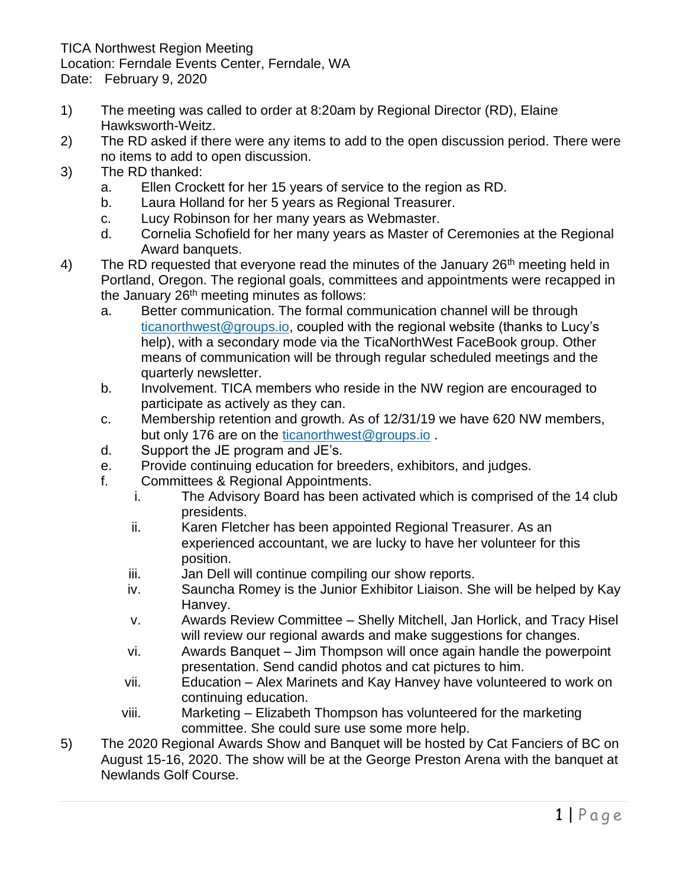TICA Northwest Region Meeting
Location: Ferndale Events Center, Ferndale, WA
Date: February 9, 2020

1) The meeting was called to order at 8:20am by Regional Director (RD), Elaine Hawksworth-Weitz.
2) The RD asked if there were any items to add to the open discussion period. There were no items to add to open discussion.
3) The RD thanked:
   a. Ellen Crockett for her 15 years of service to the region as RD.
   b. Laura Holland for her 5 years as Regional Treasurer.
   c. Lucy Robinson for her many years as Webmaster.
   d. Cornelia Schofield for her many years as Master of Ceremonies at the Regional Award banquets.
4) The RD requested that everyone read the minutes of the January 26th meeting held in Portland, Oregon. The regional goals, committees and appointments were recapped in the January 26th meeting minutes as follows:
   a. Better communication. The formal communication channel will be through ticanorthwest@groups.io, coupled with the regional website (thanks to Lucy's help), with a secondary mode via the TicaNorthWest FaceBook group. Other means of communication will be through regular scheduled meetings and the quarterly newsletter.
   b. Involvement. TICA members who reside in the NW region are encouraged to participate as actively as they can.
   c. Membership retention and growth. As of 12/31/19 we have 620 NW members, but only 176 are on the ticanorthwest@groups.io .
   d. Support the JE program and JE's.
   e. Provide continuing education for breeders, exhibitors, and judges.
   f. Committees & Regional Appointments.
      i. The Advisory Board has been activated which is comprised of the 14 club presidents.
      ii. Karen Fletcher has been appointed Regional Treasurer. As an experienced accountant, we are lucky to have her volunteer for this position.
      iii. Jan Dell will continue compiling our show reports.
      iv. Sauncha Romey is the Junior Exhibitor Liaison. She will be helped by Kay Hanvey.
      v. Awards Review Committee – Shelly Mitchell, Jan Horlick, and Tracy Hisel will review our regional awards and make suggestions for changes.
      vi. Awards Banquet – Jim Thompson will once again handle the powerpoint presentation. Send candid photos and cat pictures to him.
      vii. Education – Alex Marinets and Kay Hanvey have volunteered to work on continuing education.
      viii. Marketing – Elizabeth Thompson has volunteered for the marketing committee. She could sure use some more help.
5) The 2020 Regional Awards Show and Banquet will be hosted by Cat Fanciers of BC on August 15-16, 2020. The show will be at the George Preston Arena with the banquet at Newlands Golf Course.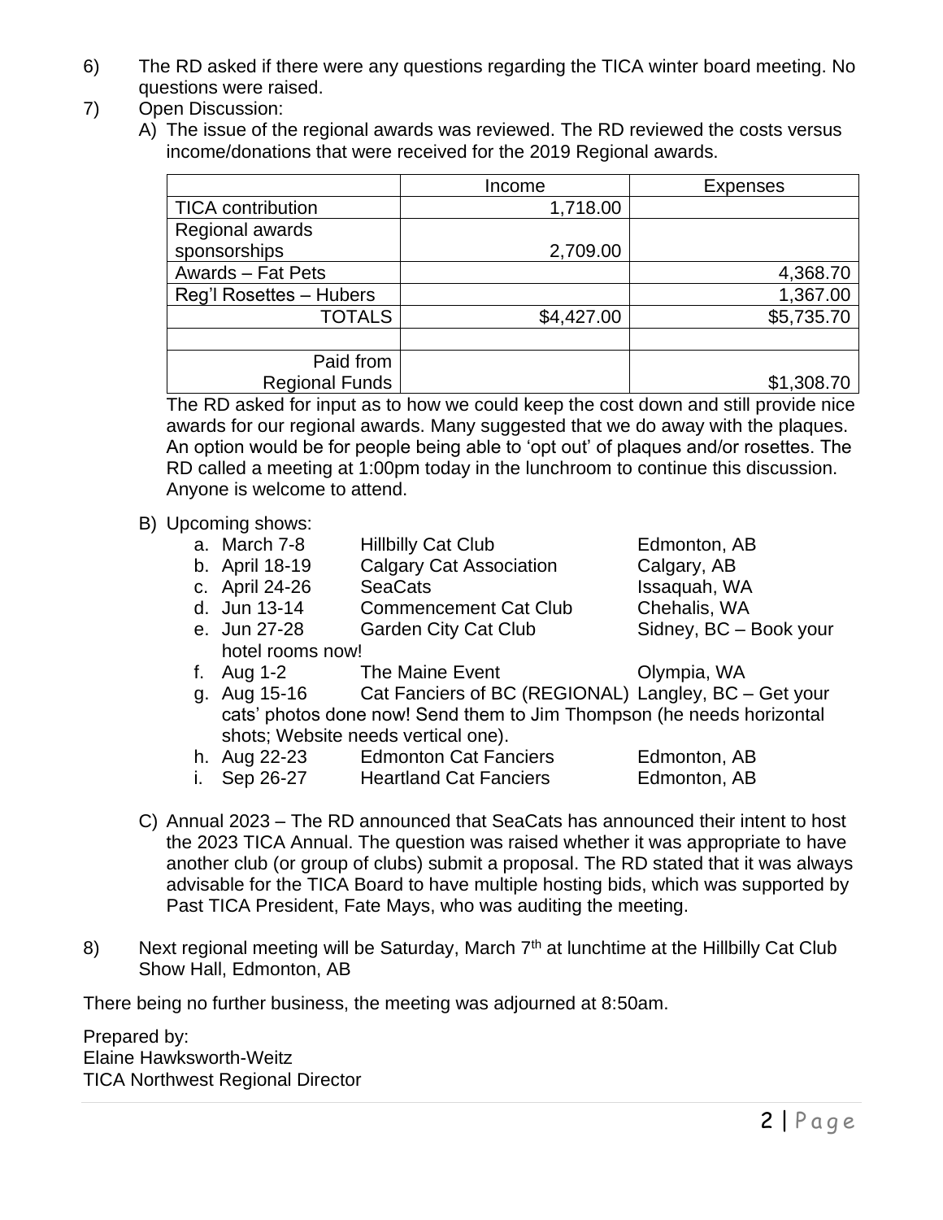6) The RD asked if there were any questions regarding the TICA winter board meeting. No questions were raised.

7) Open Discussion:

   A) The issue of the regional awards was reviewed. The RD reviewed the costs versus income/donations that were received for the 2019 Regional awards.

| | Income | Expenses |
|---|---|---|
| TICA contribution | 1,718.00 | |
| Regional awards sponsorships | 2,709.00 | |
| Awards – Fat Pets | | 4,368.70 |
| Reg'l Rosettes – Hubers | | 1,367.00 |
| TOTALS | $4,427.00 | $5,735.70 |
| | | |
| Paid from Regional Funds | | $1,308.70 |

   The RD asked for input as to how we could keep the cost down and still provide nice awards for our regional awards. Many suggested that we do away with the plaques. An option would be for people being able to 'opt out' of plaques and/or rosettes. The RD called a meeting at 1:00pm today in the lunchroom to continue this discussion. Anyone is welcome to attend.

   B) Upcoming shows:

      a. March 7-8 Hillbilly Cat Club Edmonton, AB
      b. April 18-19 Calgary Cat Association Calgary, AB
      c. April 24-26 SeaCats Issaquah, WA
      d. Jun 13-14 Commencement Cat Club Chehalis, WA
      e. Jun 27-28 Garden City Cat Club Sidney, BC – Book your hotel rooms now!
      f. Aug 1-2 The Maine Event Olympia, WA
      g. Aug 15-16 Cat Fanciers of BC (REGIONAL) Langley, BC – Get your cats' photos done now! Send them to Jim Thompson (he needs horizontal shots; Website needs vertical one).
      h. Aug 22-23 Edmonton Cat Fanciers Edmonton, AB
      i. Sep 26-27 Heartland Cat Fanciers Edmonton, AB

   C) Annual 2023 – The RD announced that SeaCats has announced their intent to host the 2023 TICA Annual. The question was raised whether it was appropriate to have another club (or group of clubs) submit a proposal. The RD stated that it was always advisable for the TICA Board to have multiple hosting bids, which was supported by Past TICA President, Fate Mays, who was auditing the meeting.

8) Next regional meeting will be Saturday, March 7th at lunchtime at the Hillbilly Cat Club Show Hall, Edmonton, AB

There being no further business, the meeting was adjourned at 8:50am.

Prepared by:
Elaine Hawksworth-Weitz
TICA Northwest Regional Director